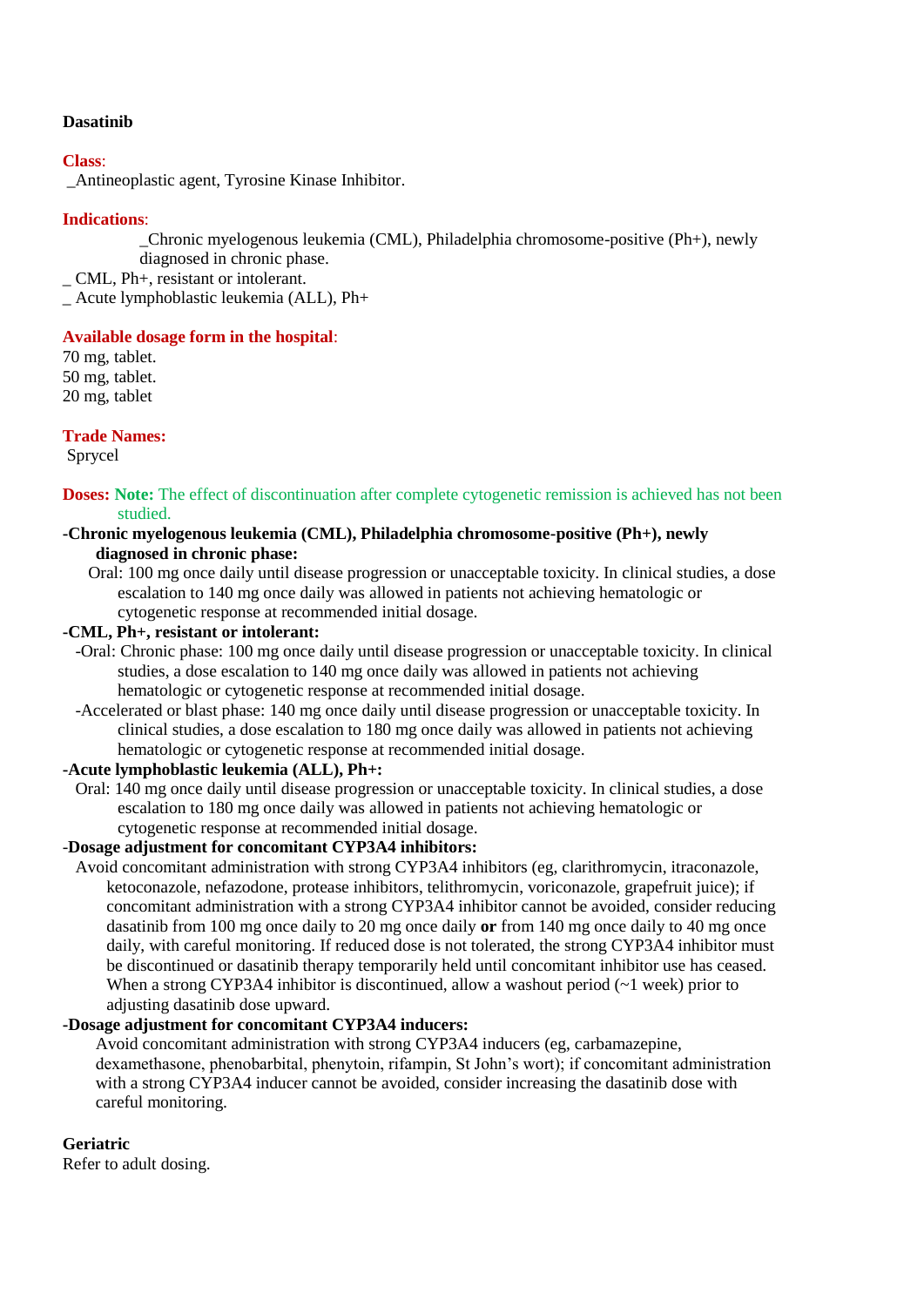**Dasatinib**

**Class**:
_Antineoplastic agent, Tyrosine Kinase Inhibitor.

**Indications**:
_Chronic myelogenous leukemia (CML), Philadelphia chromosome-positive (Ph+), newly diagnosed in chronic phase.
_ CML, Ph+, resistant or intolerant.
_ Acute lymphoblastic leukemia (ALL), Ph+

**Available dosage form in the hospital**:
70 mg, tablet.
50 mg, tablet.
20 mg, tablet

**Trade Names:**
Sprycel

**Doses: Note:** The effect of discontinuation after complete cytogenetic remission is achieved has not been studied.

**-Chronic myelogenous leukemia (CML), Philadelphia chromosome-positive (Ph+), newly diagnosed in chronic phase:**

Oral: 100 mg once daily until disease progression or unacceptable toxicity. In clinical studies, a dose escalation to 140 mg once daily was allowed in patients not achieving hematologic or cytogenetic response at recommended initial dosage.

**-CML, Ph+, resistant or intolerant:**

-Oral: Chronic phase: 100 mg once daily until disease progression or unacceptable toxicity. In clinical studies, a dose escalation to 140 mg once daily was allowed in patients not achieving hematologic or cytogenetic response at recommended initial dosage.

-Accelerated or blast phase: 140 mg once daily until disease progression or unacceptable toxicity. In clinical studies, a dose escalation to 180 mg once daily was allowed in patients not achieving hematologic or cytogenetic response at recommended initial dosage.

**-Acute lymphoblastic leukemia (ALL), Ph+:**

Oral: 140 mg once daily until disease progression or unacceptable toxicity. In clinical studies, a dose escalation to 180 mg once daily was allowed in patients not achieving hematologic or cytogenetic response at recommended initial dosage.

-**Dosage adjustment for concomitant CYP3A4 inhibitors:**

Avoid concomitant administration with strong CYP3A4 inhibitors (eg, clarithromycin, itraconazole, ketoconazole, nefazodone, protease inhibitors, telithromycin, voriconazole, grapefruit juice); if concomitant administration with a strong CYP3A4 inhibitor cannot be avoided, consider reducing dasatinib from 100 mg once daily to 20 mg once daily **or** from 140 mg once daily to 40 mg once daily, with careful monitoring. If reduced dose is not tolerated, the strong CYP3A4 inhibitor must be discontinued or dasatinib therapy temporarily held until concomitant inhibitor use has ceased. When a strong CYP3A4 inhibitor is discontinued, allow a washout period (~1 week) prior to adjusting dasatinib dose upward.

**-Dosage adjustment for concomitant CYP3A4 inducers:**

Avoid concomitant administration with strong CYP3A4 inducers (eg, carbamazepine, dexamethasone, phenobarbital, phenytoin, rifampin, St John's wort); if concomitant administration with a strong CYP3A4 inducer cannot be avoided, consider increasing the dasatinib dose with careful monitoring.

**Geriatric**
Refer to adult dosing.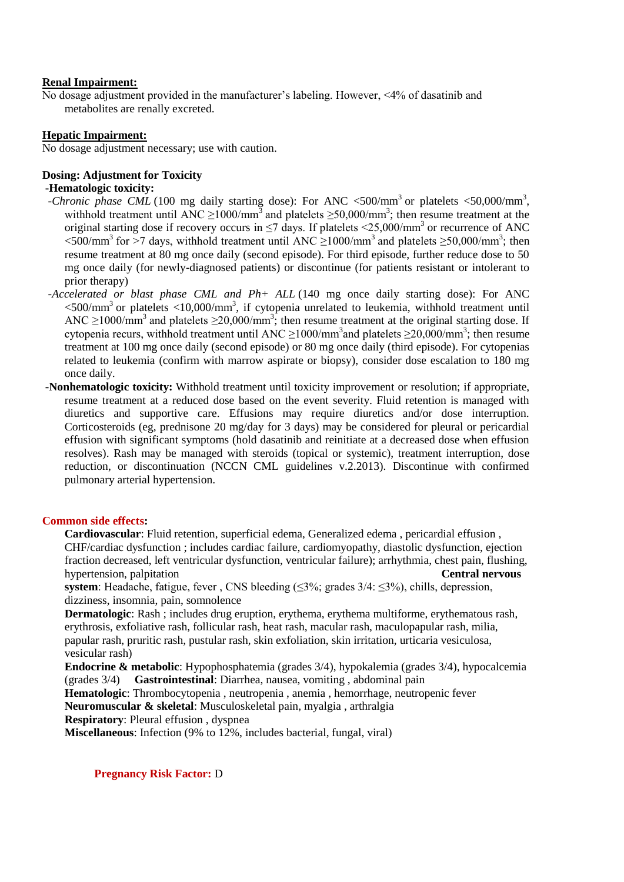**Renal Impairment:**

No dosage adjustment provided in the manufacturer's labeling. However, <4% of dasatinib and metabolites are renally excreted.

**Hepatic Impairment:**

No dosage adjustment necessary; use with caution.

**Dosing: Adjustment for Toxicity**

**-Hematologic toxicity:**

-*Chronic phase CML* (100 mg daily starting dose): For ANC <500/mm$^3$ or platelets <50,000/mm$^3$, withhold treatment until ANC ≥1000/mm$^3$ and platelets ≥50,000/mm$^3$; then resume treatment at the original starting dose if recovery occurs in ≤7 days. If platelets <25,000/mm$^3$ or recurrence of ANC <500/mm$^3$ for >7 days, withhold treatment until ANC ≥1000/mm$^3$ and platelets ≥50,000/mm$^3$; then resume treatment at 80 mg once daily (second episode). For third episode, further reduce dose to 50 mg once daily (for newly-diagnosed patients) or discontinue (for patients resistant or intolerant to prior therapy)

-*Accelerated or blast phase CML and Ph+ ALL* (140 mg once daily starting dose): For ANC <500/mm$^3$ or platelets <10,000/mm$^3$, if cytopenia unrelated to leukemia, withhold treatment until ANC ≥1000/mm$^3$ and platelets ≥20,000/mm$^3$; then resume treatment at the original starting dose. If cytopenia recurs, withhold treatment until ANC ≥1000/mm$^3$ and platelets ≥20,000/mm$^3$; then resume treatment at 100 mg once daily (second episode) or 80 mg once daily (third episode). For cytopenias related to leukemia (confirm with marrow aspirate or biopsy), consider dose escalation to 180 mg once daily.

**-Nonhematologic toxicity:** Withhold treatment until toxicity improvement or resolution; if appropriate, resume treatment at a reduced dose based on the event severity. Fluid retention is managed with diuretics and supportive care. Effusions may require diuretics and/or dose interruption. Corticosteroids (eg, prednisone 20 mg/day for 3 days) may be considered for pleural or pericardial effusion with significant symptoms (hold dasatinib and reinitiate at a decreased dose when effusion resolves). Rash may be managed with steroids (topical or systemic), treatment interruption, dose reduction, or discontinuation (NCCN CML guidelines v.2.2013). Discontinue with confirmed pulmonary arterial hypertension.

**Common side effects:**

**Cardiovascular**: Fluid retention, superficial edema, Generalized edema , pericardial effusion , CHF/cardiac dysfunction ; includes cardiac failure, cardiomyopathy, diastolic dysfunction, ejection fraction decreased, left ventricular dysfunction, ventricular failure); arrhythmia, chest pain, flushing, hypertension, palpitation

**Central nervous system**: Headache, fatigue, fever , CNS bleeding (≤3%; grades 3/4: ≤3%), chills, depression, dizziness, insomnia, pain, somnolence

**Dermatologic**: Rash ; includes drug eruption, erythema, erythema multiforme, erythematous rash, erythrosis, exfoliative rash, follicular rash, heat rash, macular rash, maculopapular rash, milia, papular rash, pruritic rash, pustular rash, skin exfoliation, skin irritation, urticaria vesiculosa, vesicular rash)

**Endocrine & metabolic**: Hypophosphatemia (grades 3/4), hypokalemia (grades 3/4), hypocalcemia (grades 3/4)

**Gastrointestinal**: Diarrhea, nausea, vomiting , abdominal pain

**Hematologic**: Thrombocytopenia , neutropenia , anemia , hemorrhage, neutropenic fever

**Neuromuscular & skeletal**: Musculoskeletal pain, myalgia , arthralgia

**Respiratory**: Pleural effusion , dyspnea

**Miscellaneous**: Infection (9% to 12%, includes bacterial, fungal, viral)

**Pregnancy Risk Factor:** D